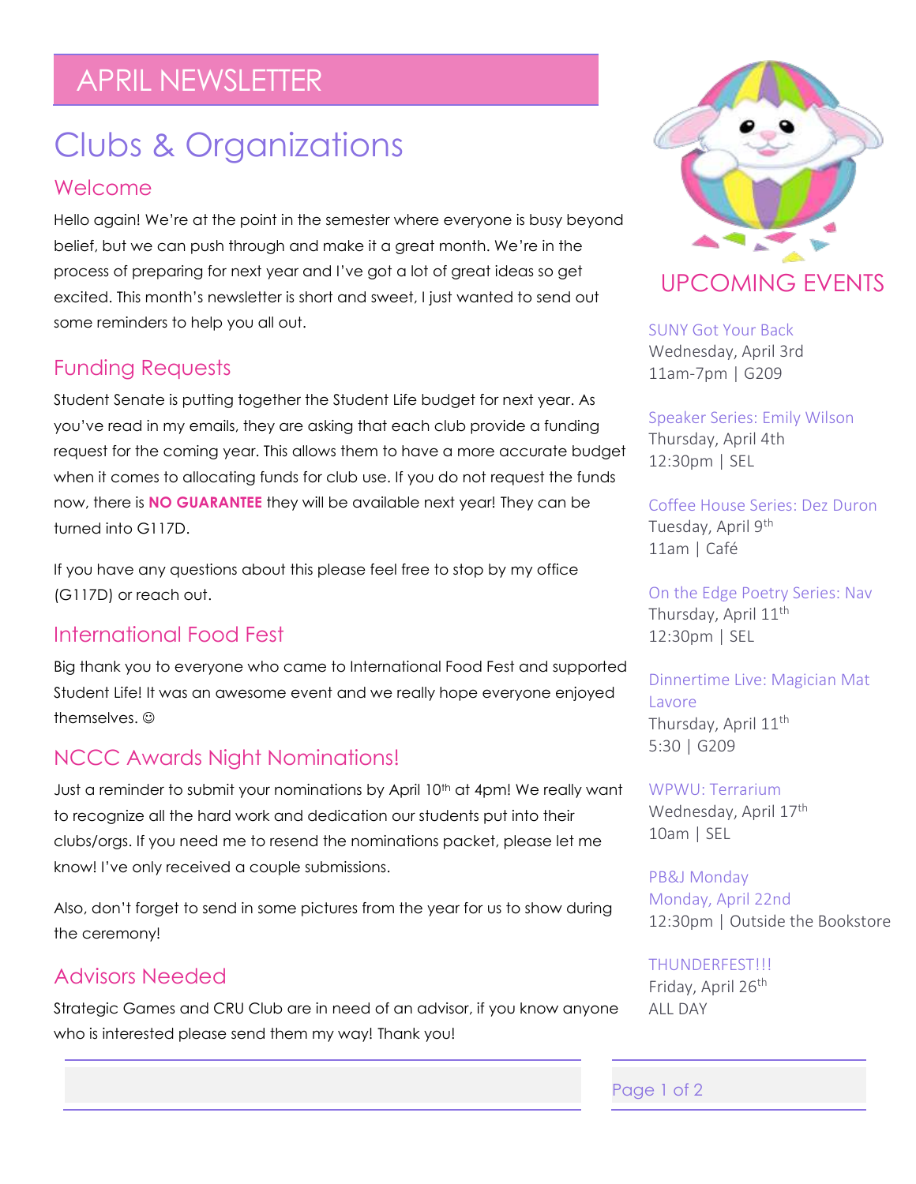# APRIL NEWSLETTER

# Clubs & Organizations

## Welcome

Hello again! We're at the point in the semester where everyone is busy beyond belief, but we can push through and make it a great month. We're in the process of preparing for next year and I've got a lot of great ideas so get excited. This month's newsletter is short and sweet, I just wanted to send out some reminders to help you all out.

## Funding Requests

Student Senate is putting together the Student Life budget for next year. As you've read in my emails, they are asking that each club provide a funding request for the coming year. This allows them to have a more accurate budget when it comes to allocating funds for club use. If you do not request the funds now, there is **NO GUARANTEE** they will be available next year! They can be turned into G117D.

If you have any questions about this please feel free to stop by my office (G117D) or reach out.

## International Food Fest

Big thank you to everyone who came to International Food Fest and supported Student Life! It was an awesome event and we really hope everyone enjoyed themselves. ☺

## NCCC Awards Night Nominations!

Just a reminder to submit your nominations by April 10th at 4pm! We really want to recognize all the hard work and dedication our students put into their clubs/orgs. If you need me to resend the nominations packet, please let me know! I've only received a couple submissions.

Also, don't forget to send in some pictures from the year for us to show during the ceremony!

## Advisors Needed

Strategic Games and CRU Club are in need of an advisor, if you know anyone who is interested please send them my way! Thank you!

## UPCOMING EVENTS

SUNY Got Your Back
Wednesday, April 3rd
11am-7pm | G209

Speaker Series: Emily Wilson
Thursday, April 4th
12:30pm | SEL

Coffee House Series: Dez Duron
Tuesday, April 9th
11am | Café

On the Edge Poetry Series: Nav
Thursday, April 11th
12:30pm | SEL

Dinnertime Live: Magician Mat Lavore
Thursday, April 11th
5:30 | G209

WPWU: Terrarium
Wednesday, April 17th
10am | SEL

PB&J Monday
Monday, April 22nd
12:30pm | Outside the Bookstore

THUNDERFEST!!!
Friday, April 26th
ALL DAY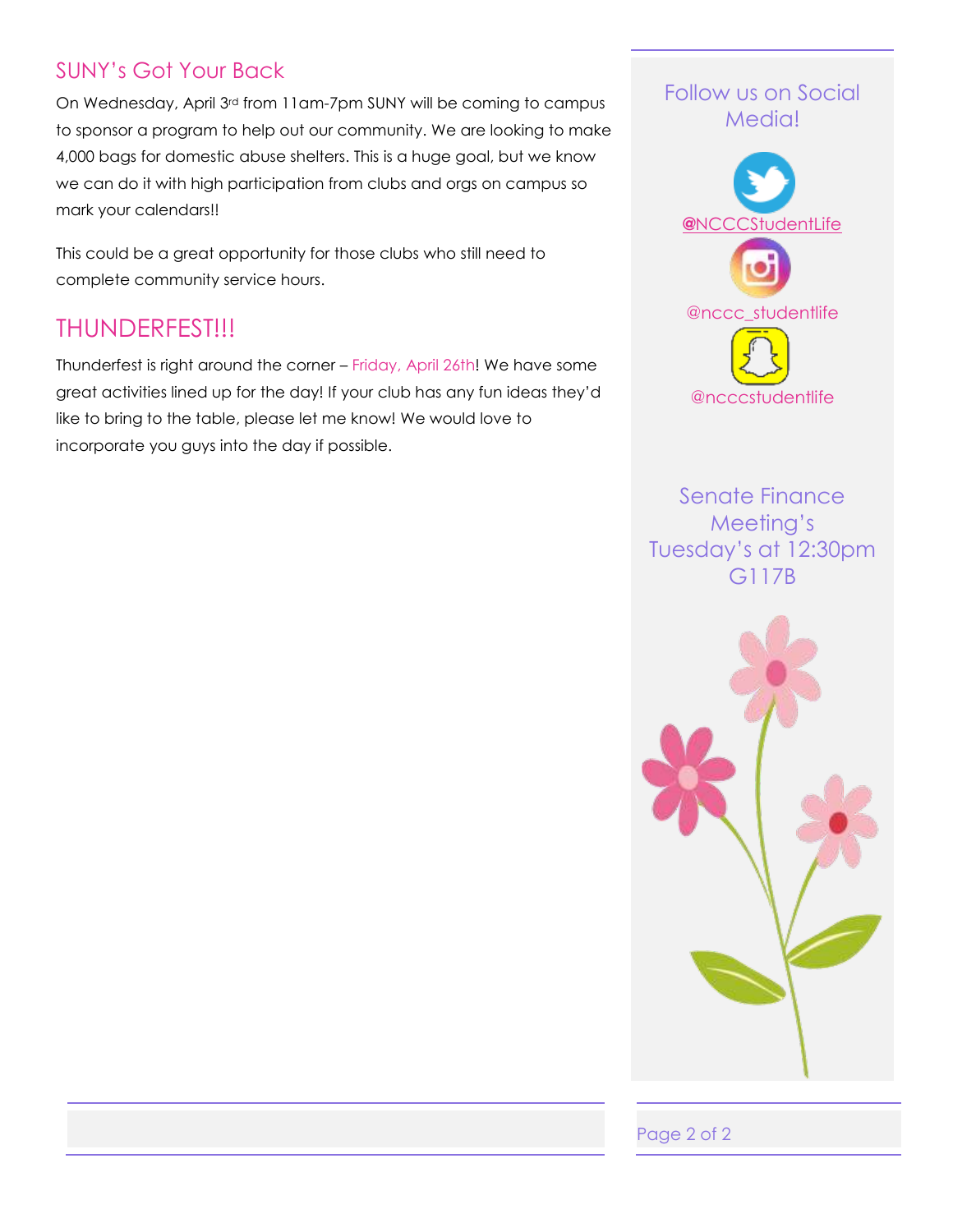## SUNY's Got Your Back

On Wednesday, April 3rd from 11am-7pm SUNY will be coming to campus to sponsor a program to help out our community. We are looking to make 4,000 bags for domestic abuse shelters. This is a huge goal, but we know we can do it with high participation from clubs and orgs on campus so mark your calendars!!

This could be a great opportunity for those clubs who still need to complete community service hours.

## THUNDERFEST!!!

Thunderfest is right around the corner – Friday, April 26th! We have some great activities lined up for the day! If your club has any fun ideas they'd like to bring to the table, please let me know! We would love to incorporate you guys into the day if possible.

### Follow us on Social Media!

@NCCCStudentLife

@nccc_studentlife

@ncccstudentlife

### Senate Finance Meeting's Tuesday's at 12:30pm G117B